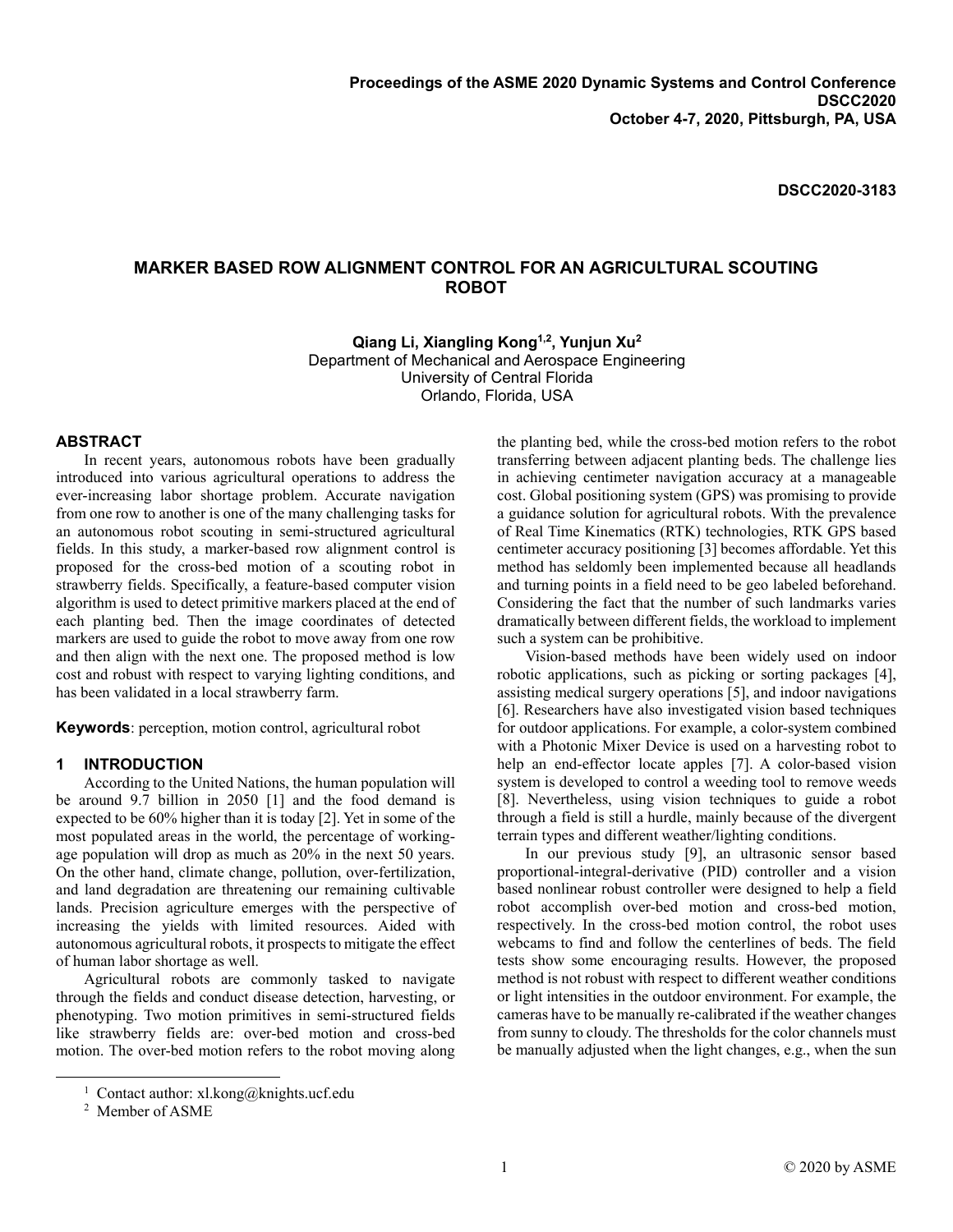Proceedings of the ASME 2020 Dynamic Systems and Control Conference
DSCC2020
October 4-7, 2020, Pittsburgh, PA, USA

DSCC2020-3183

# MARKER BASED ROW ALIGNMENT CONTROL FOR AN AGRICULTURAL SCOUTING ROBOT

**Qiang Li, Xiangling Kong[1,2], Yunjun Xu[2]**
Department of Mechanical and Aerospace Engineering
University of Central Florida
Orlando, Florida, USA

## ABSTRACT

In recent years, autonomous robots have been gradually introduced into various agricultural operations to address the ever-increasing labor shortage problem. Accurate navigation from one row to another is one of the many challenging tasks for an autonomous robot scouting in semi-structured agricultural fields. In this study, a marker-based row alignment control is proposed for the cross-bed motion of a scouting robot in strawberry fields. Specifically, a feature-based computer vision algorithm is used to detect primitive markers placed at the end of each planting bed. Then the image coordinates of detected markers are used to guide the robot to move away from one row and then align with the next one. The proposed method is low cost and robust with respect to varying lighting conditions, and has been validated in a local strawberry farm.

**Keywords**: perception, motion control, agricultural robot

## 1 INTRODUCTION

According to the United Nations, the human population will be around 9.7 billion in 2050 [1] and the food demand is expected to be 60% higher than it is today [2]. Yet in some of the most populated areas in the world, the percentage of working-age population will drop as much as 20% in the next 50 years. On the other hand, climate change, pollution, over-fertilization, and land degradation are threatening our remaining cultivable lands. Precision agriculture emerges with the perspective of increasing the yields with limited resources. Aided with autonomous agricultural robots, it prospects to mitigate the effect of human labor shortage as well.

Agricultural robots are commonly tasked to navigate through the fields and conduct disease detection, harvesting, or phenotyping. Two motion primitives in semi-structured fields like strawberry fields are: over-bed motion and cross-bed motion. The over-bed motion refers to the robot moving along the planting bed, while the cross-bed motion refers to the robot transferring between adjacent planting beds. The challenge lies in achieving centimeter navigation accuracy at a manageable cost. Global positioning system (GPS) was promising to provide a guidance solution for agricultural robots. With the prevalence of Real Time Kinematics (RTK) technologies, RTK GPS based centimeter accuracy positioning [3] becomes affordable. Yet this method has seldomly been implemented because all headlands and turning points in a field need to be geo labeled beforehand. Considering the fact that the number of such landmarks varies dramatically between different fields, the workload to implement such a system can be prohibitive.

Vision-based methods have been widely used on indoor robotic applications, such as picking or sorting packages [4], assisting medical surgery operations [5], and indoor navigations [6]. Researchers have also investigated vision based techniques for outdoor applications. For example, a color-system combined with a Photonic Mixer Device is used on a harvesting robot to help an end-effector locate apples [7]. A color-based vision system is developed to control a weeding tool to remove weeds [8]. Nevertheless, using vision techniques to guide a robot through a field is still a hurdle, mainly because of the divergent terrain types and different weather/lighting conditions.

In our previous study [9], an ultrasonic sensor based proportional-integral-derivative (PID) controller and a vision based nonlinear robust controller were designed to help a field robot accomplish over-bed motion and cross-bed motion, respectively. In the cross-bed motion control, the robot uses webcams to find and follow the centerlines of beds. The field tests show some encouraging results. However, the proposed method is not robust with respect to different weather conditions or light intensities in the outdoor environment. For example, the cameras have to be manually re-calibrated if the weather changes from sunny to cloudy. The thresholds for the color channels must be manually adjusted when the light changes, e.g., when the sun

[1] Contact author: xl.kong@knights.ucf.edu

[2] Member of ASME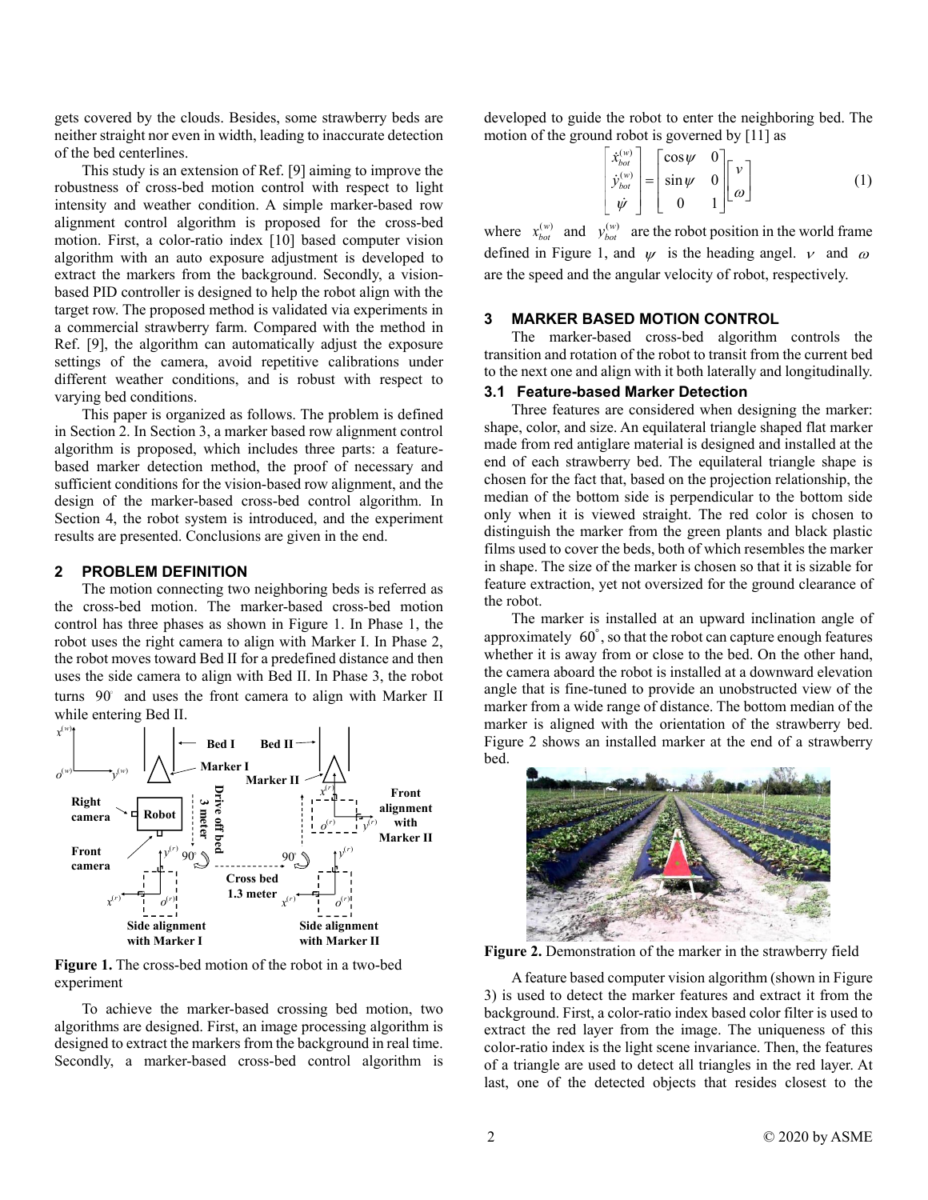gets covered by the clouds. Besides, some strawberry beds are neither straight nor even in width, leading to inaccurate detection of the bed centerlines.

This study is an extension of Ref. [9] aiming to improve the robustness of cross-bed motion control with respect to light intensity and weather condition. A simple marker-based row alignment control algorithm is proposed for the cross-bed motion. First, a color-ratio index [10] based computer vision algorithm with an auto exposure adjustment is developed to extract the markers from the background. Secondly, a vision-based PID controller is designed to help the robot align with the target row. The proposed method is validated via experiments in a commercial strawberry farm. Compared with the method in Ref. [9], the algorithm can automatically adjust the exposure settings of the camera, avoid repetitive calibrations under different weather conditions, and is robust with respect to varying bed conditions.

This paper is organized as follows. The problem is defined in Section 2. In Section 3, a marker based row alignment control algorithm is proposed, which includes three parts: a feature-based marker detection method, the proof of necessary and sufficient conditions for the vision-based row alignment, and the design of the marker-based cross-bed control algorithm. In Section 4, the robot system is introduced, and the experiment results are presented. Conclusions are given in the end.

## 2 PROBLEM DEFINITION

The motion connecting two neighboring beds is referred as the cross-bed motion. The marker-based cross-bed motion control has three phases as shown in Figure 1. In Phase 1, the robot uses the right camera to align with Marker I. In Phase 2, the robot moves toward Bed II for a predefined distance and then uses the side camera to align with Bed II. In Phase 3, the robot turns $90^{\circ}$ and uses the front camera to align with Marker II while entering Bed II.

**Figure 1.** The cross-bed motion of the robot in a two-bed experiment

To achieve the marker-based crossing bed motion, two algorithms are designed. First, an image processing algorithm is designed to extract the markers from the background in real time. Secondly, a marker-based cross-bed control algorithm is developed to guide the robot to enter the neighboring bed. The motion of the ground robot is governed by [11] as

$$\begin{bmatrix} \dot{x}_{bot}^{(w)} \\ \dot{y}_{bot}^{(w)} \\ \dot{\psi} \end{bmatrix} = \begin{bmatrix} \cos\psi & 0 \\ \sin\psi & 0 \\ 0 & 1 \end{bmatrix} \begin{bmatrix} v \\ \omega \end{bmatrix} \tag{1}$$

where $x_{bot}^{(w)}$ and $y_{bot}^{(w)}$ are the robot position in the world frame defined in Figure 1, and $\psi$ is the heading angel. $v$ and $\omega$ are the speed and the angular velocity of robot, respectively.

## 3 MARKER BASED MOTION CONTROL

The marker-based cross-bed algorithm controls the transition and rotation of the robot to transit from the current bed to the next one and align with it both laterally and longitudinally.

### 3.1 Feature-based Marker Detection

Three features are considered when designing the marker: shape, color, and size. An equilateral triangle shaped flat marker made from red antiglare material is designed and installed at the end of each strawberry bed. The equilateral triangle shape is chosen for the fact that, based on the projection relationship, the median of the bottom side is perpendicular to the bottom side only when it is viewed straight. The red color is chosen to distinguish the marker from the green plants and black plastic films used to cover the beds, both of which resembles the marker in shape. The size of the marker is chosen so that it is sizable for feature extraction, yet not oversized for the ground clearance of the robot.

The marker is installed at an upward inclination angle of approximately $60^{\circ}$, so that the robot can capture enough features whether it is away from or close to the bed. On the other hand, the camera aboard the robot is installed at a downward elevation angle that is fine-tuned to provide an unobstructed view of the marker from a wide range of distance. The bottom median of the marker is aligned with the orientation of the strawberry bed. Figure 2 shows an installed marker at the end of a strawberry bed.

**Figure 2.** Demonstration of the marker in the strawberry field

A feature based computer vision algorithm (shown in Figure 3) is used to detect the marker features and extract it from the background. First, a color-ratio index based color filter is used to extract the red layer from the image. The uniqueness of this color-ratio index is the light scene invariance. Then, the features of a triangle are used to detect all triangles in the red layer. At last, one of the detected objects that resides closest to the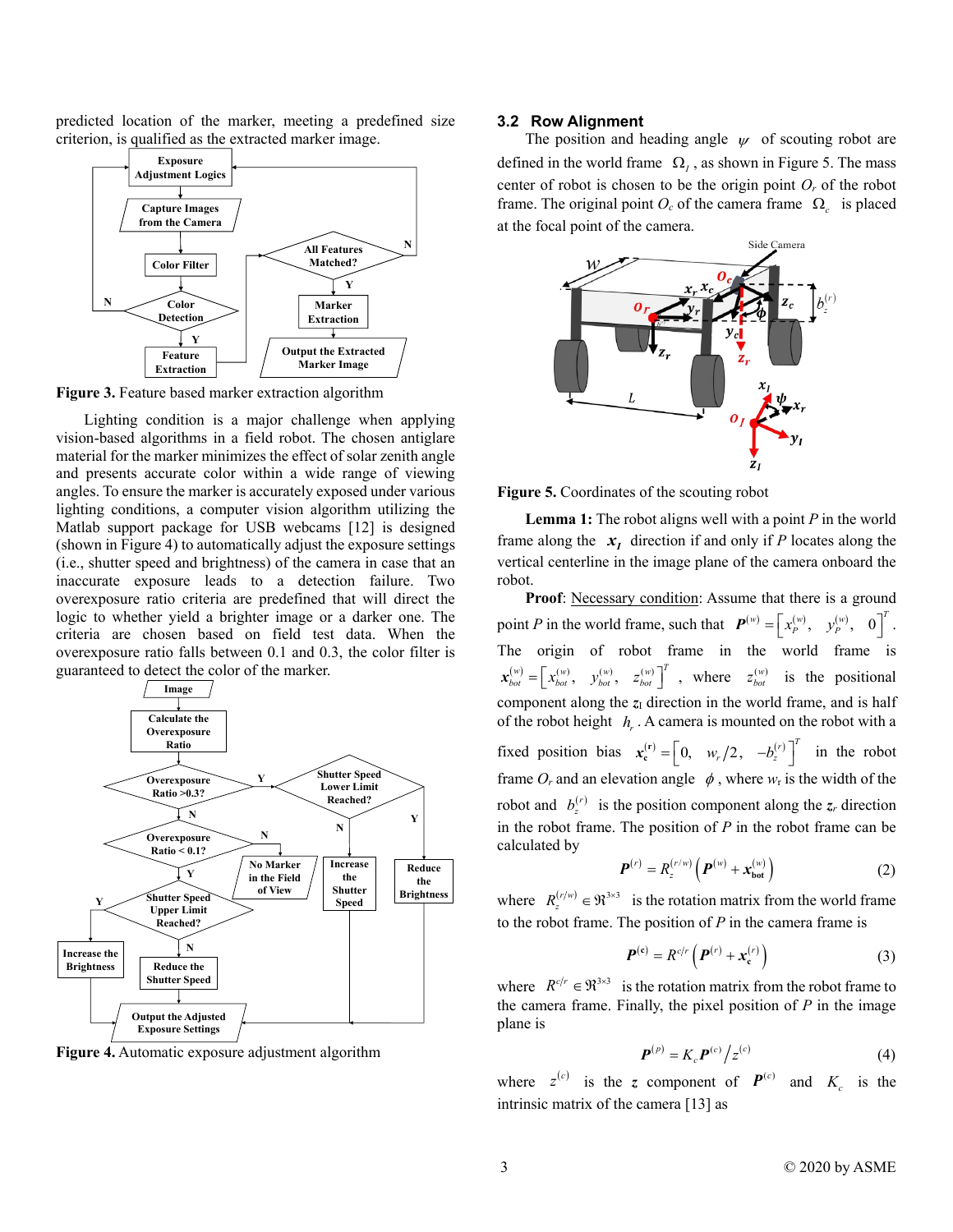predicted location of the marker, meeting a predefined size criterion, is qualified as the extracted marker image.

**Figure 3.** Feature based marker extraction algorithm

Lighting condition is a major challenge when applying vision-based algorithms in a field robot. The chosen antiglare material for the marker minimizes the effect of solar zenith angle and presents accurate color within a wide range of viewing angles. To ensure the marker is accurately exposed under various lighting conditions, a computer vision algorithm utilizing the Matlab support package for USB webcams [12] is designed (shown in Figure 4) to automatically adjust the exposure settings (i.e., shutter speed and brightness) of the camera in case that an inaccurate exposure leads to a detection failure. Two overexposure ratio criteria are predefined that will direct the logic to whether yield a brighter image or a darker one. The criteria are chosen based on field test data. When the overexposure ratio falls between 0.1 and 0.3, the color filter is guaranteed to detect the color of the marker.

**Figure 4.** Automatic exposure adjustment algorithm

### 3.2 Row Alignment

The position and heading angle $\psi$ of scouting robot are defined in the world frame $\Omega_I$, as shown in Figure 5. The mass center of robot is chosen to be the origin point $O_r$ of the robot frame. The original point $O_c$ of the camera frame $\Omega_c$ is placed at the focal point of the camera.

**Figure 5.** Coordinates of the scouting robot

**Lemma 1:** The robot aligns well with a point *P* in the world frame along the $\boldsymbol{x}_I$ direction if and only if *P* locates along the vertical centerline in the image plane of the camera onboard the robot.

**Proof**: Necessary condition: Assume that there is a ground point *P* in the world frame, such that $\boldsymbol{P}^{(w)} = \left[x_P^{(w)},\ \ y_P^{(w)},\ \ 0\right]^T$. The origin of robot frame in the world frame is $\boldsymbol{x}_{bot}^{(w)} = \left[x_{bot}^{(w)},\ \ y_{bot}^{(w)},\ \ z_{bot}^{(w)}\right]^T$, where $z_{bot}^{(w)}$ is the positional component along the $z_I$ direction in the world frame, and is half of the robot height $h_r$. A camera is mounted on the robot with a fixed position bias $\boldsymbol{x}_c^{(r)} = \left[0,\ \ w_r/2,\ \ -b_z^{(r)}\right]^T$ in the robot frame $O_r$ and an elevation angle $\phi$, where $w_r$ is the width of the robot and $b_z^{(r)}$ is the position component along the $z_r$ direction in the robot frame. The position of *P* in the robot frame can be calculated by

$$\boldsymbol{P}^{(r)} = R_z^{(r/w)}\left(\boldsymbol{P}^{(w)} + \boldsymbol{x}_{bot}^{(w)}\right) \tag{2}$$

where $R_z^{(r/w)} \in \Re^{3\times 3}$ is the rotation matrix from the world frame to the robot frame. The position of *P* in the camera frame is

$$\boldsymbol{P}^{(c)} = R^{c/r}\left(\boldsymbol{P}^{(r)} + \boldsymbol{x}_c^{(r)}\right) \tag{3}$$

where $R^{c/r} \in \Re^{3\times 3}$ is the rotation matrix from the robot frame to the camera frame. Finally, the pixel position of *P* in the image plane is

$$\boldsymbol{P}^{(p)} = K_c \boldsymbol{P}^{(c)} / z^{(c)} \tag{4}$$

where $z^{(c)}$ is the $\boldsymbol{z}$ component of $\boldsymbol{P}^{(c)}$ and $K_c$ is the intrinsic matrix of the camera [13] as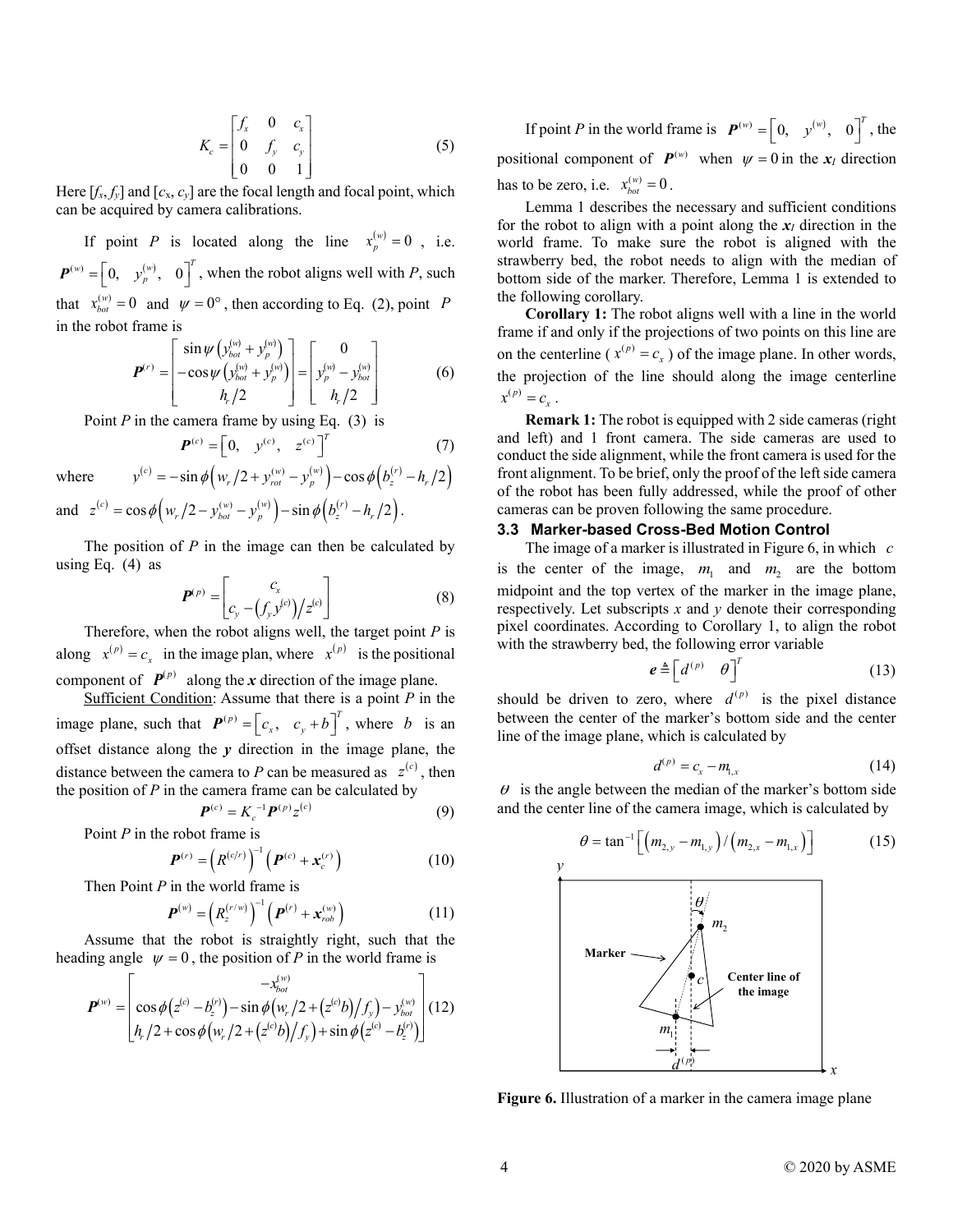$$K_c = \begin{bmatrix} f_x & 0 & c_x \\ 0 & f_y & c_y \\ 0 & 0 & 1 \end{bmatrix} \tag{5}$$

Here $[f_x, f_y]$ and $[c_x, c_y]$ are the focal length and focal point, which can be acquired by camera calibrations.

If point $P$ is located along the line $x_p^{(w)} = 0$, i.e. $\boldsymbol{P}^{(w)} = \begin{bmatrix} 0, & y_p^{(w)}, & 0 \end{bmatrix}^T$, when the robot aligns well with $P$, such that $x_{bot}^{(w)} = 0$ and $\psi = 0°$, then according to Eq. (2), point $P$ in the robot frame is

$$\boldsymbol{P}^{(r)} = \begin{bmatrix} \sin\psi\left(y_{bot}^{(w)} + y_p^{(w)}\right) \\ -\cos\psi\left(y_{bot}^{(w)} + y_p^{(w)}\right) \\ h_r/2 \end{bmatrix} = \begin{bmatrix} 0 \\ y_p^{(w)} - y_{bot}^{(w)} \\ h_r/2 \end{bmatrix} \tag{6}$$

Point $P$ in the camera frame by using Eq. (3) is

$$\boldsymbol{P}^{(c)} = \begin{bmatrix} 0, & y^{(c)}, & z^{(c)} \end{bmatrix}^T \tag{7}$$

where $y^{(c)} = -\sin\phi\left(w_r/2 + y_{rot}^{(w)} - y_p^{(w)}\right) - \cos\phi\left(b_z^{(r)} - h_r/2\right)$ and $z^{(c)} = \cos\phi\left(w_r/2 - y_{bot}^{(w)} - y_p^{(w)}\right) - \sin\phi\left(b_z^{(r)} - h_r/2\right)$.

The position of $P$ in the image can then be calculated by using Eq. (4) as

$$\boldsymbol{P}^{(p)} = \begin{bmatrix} c_x \\ c_y - \left(f_y y^{(c)}\right)/z^{(c)} \end{bmatrix} \tag{8}$$

Therefore, when the robot aligns well, the target point $P$ is along $x^{(p)} = c_x$ in the image plan, where $x^{(p)}$ is the positional component of $\boldsymbol{P}^{(p)}$ along the $\boldsymbol{x}$ direction of the image plane.

Sufficient Condition: Assume that there is a point $P$ in the image plane, such that $\boldsymbol{P}^{(p)} = \begin{bmatrix} c_x, & c_y + b \end{bmatrix}^T$, where $b$ is an offset distance along the $\boldsymbol{y}$ direction in the image plane, the distance between the camera to $P$ can be measured as $z^{(c)}$, then the position of $P$ in the camera frame can be calculated by

$$\boldsymbol{P}^{(c)} = K_c^{-1}\boldsymbol{P}^{(p)} z^{(c)} \tag{9}$$

Point $P$ in the robot frame is

$$\boldsymbol{P}^{(r)} = \left(R^{(c/r)}\right)^{-1}\left(\boldsymbol{P}^{(c)} + \boldsymbol{x}_c^{(r)}\right) \tag{10}$$

Then Point $P$ in the world frame is

$$\boldsymbol{P}^{(w)} = \left(R_z^{(r/w)}\right)^{-1}\left(\boldsymbol{P}^{(r)} + \boldsymbol{x}_{rob}^{(w)}\right) \tag{11}$$

Assume that the robot is straightly right, such that the heading angle $\psi = 0$, the position of $P$ in the world frame is

$$\boldsymbol{P}^{(w)} = \begin{bmatrix} -x_{bot}^{(w)} \\ \cos\phi\left(z^{(c)} - b_z^{(r)}\right) - \sin\phi\left(w_r/2 + \left(z^{(c)}b\right)/f_y\right) - y_{bot}^{(w)} \\ h_r/2 + \cos\phi\left(w_r/2 + \left(z^{(c)}b\right)/f_y\right) + \sin\phi\left(z^{(c)} - b_z^{(r)}\right) \end{bmatrix} \tag{12}$$

If point $P$ in the world frame is $\boldsymbol{P}^{(w)} = \begin{bmatrix} 0, & y^{(w)}, & 0 \end{bmatrix}^T$, the positional component of $\boldsymbol{P}^{(w)}$ when $\psi = 0$ in the $\boldsymbol{x}_I$ direction has to be zero, i.e. $x_{bot}^{(w)} = 0$.

Lemma 1 describes the necessary and sufficient conditions for the robot to align with a point along the $\boldsymbol{x}_I$ direction in the world frame. To make sure the robot is aligned with the strawberry bed, the robot needs to align with the median of bottom side of the marker. Therefore, Lemma 1 is extended to the following corollary.

**Corollary 1:** The robot aligns well with a line in the world frame if and only if the projections of two points on this line are on the centerline ($x^{(p)} = c_x$) of the image plane. In other words, the projection of the line should along the image centerline $x^{(p)} = c_x$.

**Remark 1:** The robot is equipped with 2 side cameras (right and left) and 1 front camera. The side cameras are used to conduct the side alignment, while the front camera is used for the front alignment. To be brief, only the proof of the left side camera of the robot has been fully addressed, while the proof of other cameras can be proven following the same procedure.

### 3.3 Marker-based Cross-Bed Motion Control

The image of a marker is illustrated in Figure 6, in which $c$ is the center of the image, $m_1$ and $m_2$ are the bottom midpoint and the top vertex of the marker in the image plane, respectively. Let subscripts $x$ and $y$ denote their corresponding pixel coordinates. According to Corollary 1, to align the robot with the strawberry bed, the following error variable

$$\boldsymbol{e} \triangleq \begin{bmatrix} d^{(p)} & \theta \end{bmatrix}^T \tag{13}$$

should be driven to zero, where $d^{(p)}$ is the pixel distance between the center of the marker's bottom side and the center line of the image plane, which is calculated by

$$d^{(p)} = c_x - m_{1,x} \tag{14}$$

$\theta$ is the angle between the median of the marker's bottom side and the center line of the camera image, which is calculated by

$$\theta = \tan^{-1}\left[\left(m_{2,y} - m_{1,y}\right)/\left(m_{2,x} - m_{1,x}\right)\right] \tag{15}$$

**Figure 6.** Illustration of a marker in the camera image plane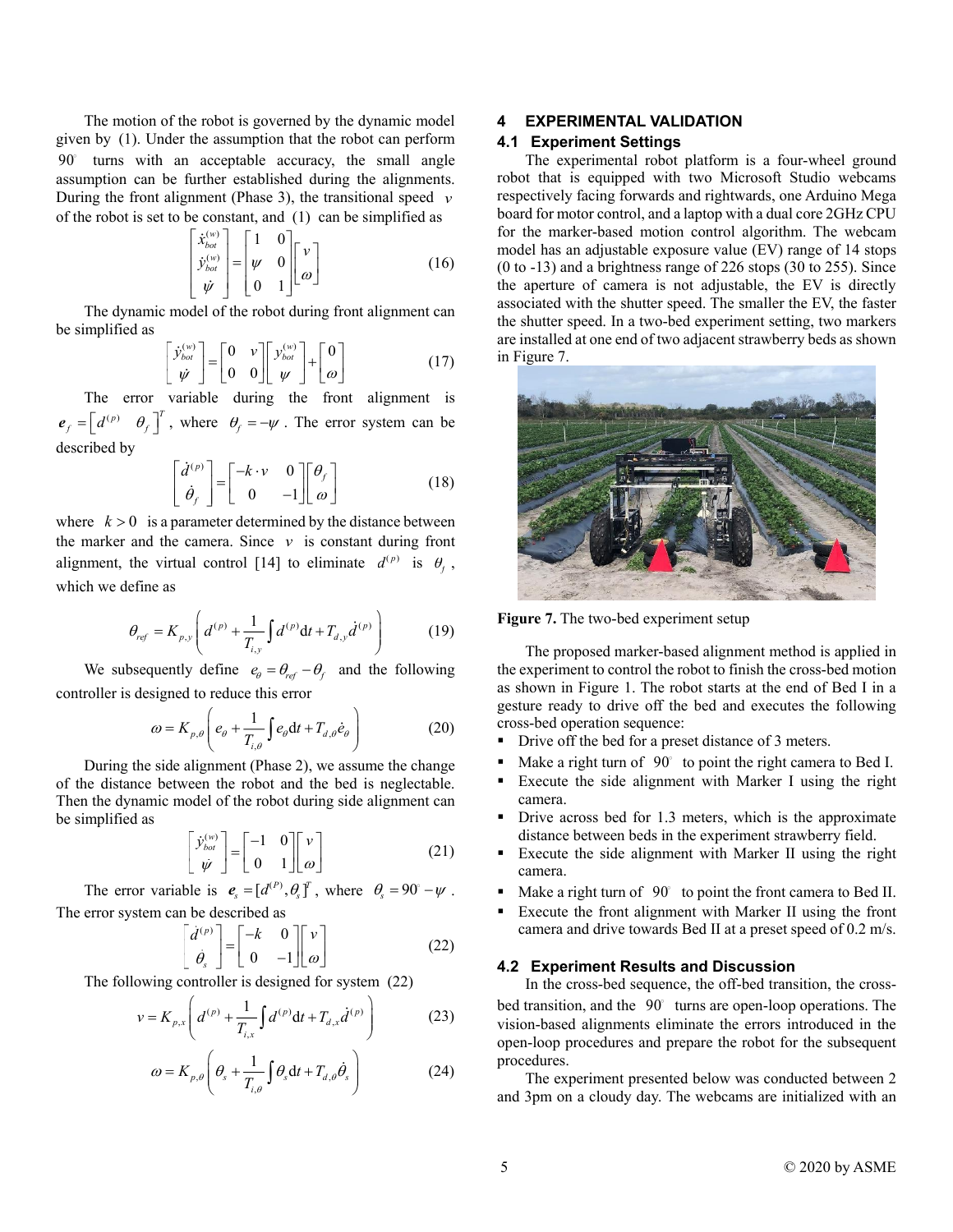The motion of the robot is governed by the dynamic model given by (1). Under the assumption that the robot can perform $90^{\circ}$ turns with an acceptable accuracy, the small angle assumption can be further established during the alignments. During the front alignment (Phase 3), the transitional speed $v$ of the robot is set to be constant, and (1) can be simplified as

$$\begin{bmatrix} \dot{x}_{bot}^{(w)} \\ \dot{y}_{bot}^{(w)} \\ \dot{\psi} \end{bmatrix} = \begin{bmatrix} 1 & 0 \\ \psi & 0 \\ 0 & 1 \end{bmatrix} \begin{bmatrix} v \\ \omega \end{bmatrix} \tag{16}$$

The dynamic model of the robot during front alignment can be simplified as

$$\begin{bmatrix} \dot{y}_{bot}^{(w)} \\ \dot{\psi} \end{bmatrix} = \begin{bmatrix} 0 & v \\ 0 & 0 \end{bmatrix} \begin{bmatrix} y_{bot}^{(w)} \\ \psi \end{bmatrix} + \begin{bmatrix} 0 \\ \omega \end{bmatrix} \tag{17}$$

The error variable during the front alignment is $\boldsymbol{e}_f = \begin{bmatrix} d^{(p)} & \theta_f \end{bmatrix}^T$, where $\theta_f = -\psi$. The error system can be described by

$$\begin{bmatrix} \dot{d}^{(p)} \\ \dot{\theta}_f \end{bmatrix} = \begin{bmatrix} -k \cdot v & 0 \\ 0 & -1 \end{bmatrix} \begin{bmatrix} \theta_f \\ \omega \end{bmatrix} \tag{18}$$

where $k > 0$ is a parameter determined by the distance between the marker and the camera. Since $v$ is constant during front alignment, the virtual control [14] to eliminate $d^{(p)}$ is $\theta_f$, which we define as

$$\theta_{ref} = K_{p,y} \left( d^{(p)} + \frac{1}{T_{i,y}} \int d^{(p)} \mathrm{d}t + T_{d,y} \dot{d}^{(p)} \right) \tag{19}$$

We subsequently define $e_\theta = \theta_{ref} - \theta_f$ and the following controller is designed to reduce this error

$$\omega = K_{p,\theta} \left( e_\theta + \frac{1}{T_{i,\theta}} \int e_\theta \mathrm{d}t + T_{d,\theta} \dot{e}_\theta \right) \tag{20}$$

During the side alignment (Phase 2), we assume the change of the distance between the robot and the bed is neglectable. Then the dynamic model of the robot during side alignment can be simplified as

$$\begin{bmatrix} \dot{y}_{bot}^{(w)} \\ \dot{\psi} \end{bmatrix} = \begin{bmatrix} -1 & 0 \\ 0 & 1 \end{bmatrix} \begin{bmatrix} v \\ \omega \end{bmatrix} \tag{21}$$

The error variable is $\boldsymbol{e}_s = [d^{(P)}, \theta_s]^T$, where $\theta_s = 90^{\circ} - \psi$. The error system can be described as

$$\begin{bmatrix} \dot{d}^{(p)} \\ \dot{\theta}_s \end{bmatrix} = \begin{bmatrix} -k & 0 \\ 0 & -1 \end{bmatrix} \begin{bmatrix} v \\ \omega \end{bmatrix} \tag{22}$$

The following controller is designed for system (22)

$$v = K_{p,x} \left( d^{(p)} + \frac{1}{T_{i,x}} \int d^{(p)} \mathrm{d}t + T_{d,x} \dot{d}^{(p)} \right) \tag{23}$$

$$\omega = K_{p,\theta} \left( \theta_s + \frac{1}{T_{i,\theta}} \int \theta_s \mathrm{d}t + T_{d,\theta} \dot{\theta}_s \right) \tag{24}$$

## 4 EXPERIMENTAL VALIDATION

### 4.1 Experiment Settings

The experimental robot platform is a four-wheel ground robot that is equipped with two Microsoft Studio webcams respectively facing forwards and rightwards, one Arduino Mega board for motor control, and a laptop with a dual core 2GHz CPU for the marker-based motion control algorithm. The webcam model has an adjustable exposure value (EV) range of 14 stops (0 to -13) and a brightness range of 226 stops (30 to 255). Since the aperture of camera is not adjustable, the EV is directly associated with the shutter speed. The smaller the EV, the faster the shutter speed. In a two-bed experiment setting, two markers are installed at one end of two adjacent strawberry beds as shown in Figure 7.

**Figure 7.** The two-bed experiment setup

The proposed marker-based alignment method is applied in the experiment to control the robot to finish the cross-bed motion as shown in Figure 1. The robot starts at the end of Bed I in a gesture ready to drive off the bed and executes the following cross-bed operation sequence:

- Drive off the bed for a preset distance of 3 meters.
- Make a right turn of $90^{\circ}$ to point the right camera to Bed I.
- Execute the side alignment with Marker I using the right camera.
- Drive across bed for 1.3 meters, which is the approximate distance between beds in the experiment strawberry field.
- Execute the side alignment with Marker II using the right camera.
- Make a right turn of $90^{\circ}$ to point the front camera to Bed II.
- Execute the front alignment with Marker II using the front camera and drive towards Bed II at a preset speed of 0.2 m/s.

### 4.2 Experiment Results and Discussion

In the cross-bed sequence, the off-bed transition, the cross-bed transition, and the $90^{\circ}$ turns are open-loop operations. The vision-based alignments eliminate the errors introduced in the open-loop procedures and prepare the robot for the subsequent procedures.

The experiment presented below was conducted between 2 and 3pm on a cloudy day. The webcams are initialized with an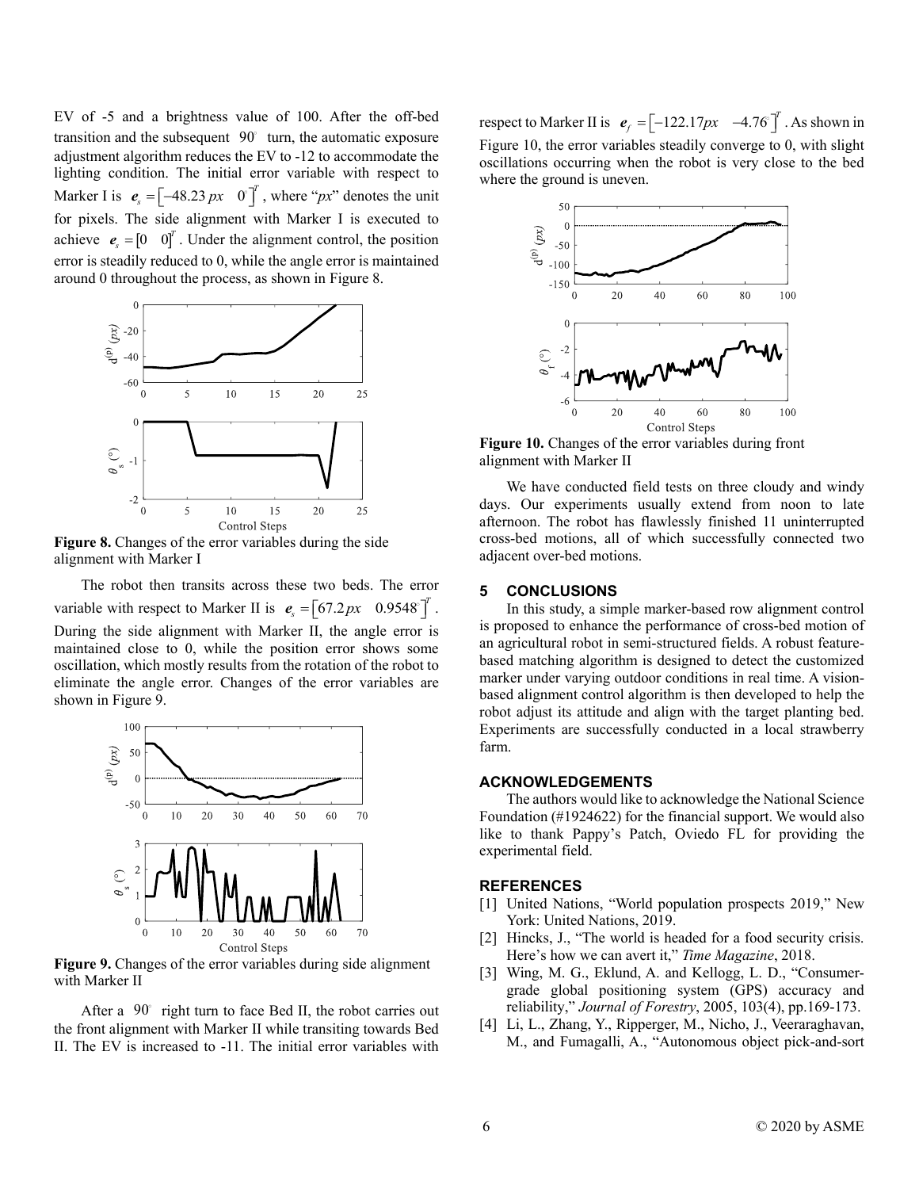EV of -5 and a brightness value of 100. After the off-bed transition and the subsequent $90^\circ$ turn, the automatic exposure adjustment algorithm reduces the EV to -12 to accommodate the lighting condition. The initial error variable with respect to Marker I is $\boldsymbol{e}_s = \left[-48.23\,px \quad 0^\circ\right]^T$, where "*px*" denotes the unit for pixels. The side alignment with Marker I is executed to achieve $\boldsymbol{e}_s = [0 \quad 0]^T$. Under the alignment control, the position error is steadily reduced to 0, while the angle error is maintained around 0 throughout the process, as shown in Figure 8.

**Figure 8.** Changes of the error variables during the side alignment with Marker I

The robot then transits across these two beds. The error variable with respect to Marker II is $\boldsymbol{e}_s = \left[67.2\,px \quad 0.9548^\circ\right]^T$. During the side alignment with Marker II, the angle error is maintained close to 0, while the position error shows some oscillation, which mostly results from the rotation of the robot to eliminate the angle error. Changes of the error variables are shown in Figure 9.

**Figure 9.** Changes of the error variables during side alignment with Marker II

After a $90^\circ$ right turn to face Bed II, the robot carries out the front alignment with Marker II while transiting towards Bed II. The EV is increased to -11. The initial error variables with respect to Marker II is $\boldsymbol{e}_f = \left[-122.17\,px \quad -4.76^\circ\right]^T$. As shown in Figure 10, the error variables steadily converge to 0, with slight oscillations occurring when the robot is very close to the bed where the ground is uneven.

**Figure 10.** Changes of the error variables during front alignment with Marker II

We have conducted field tests on three cloudy and windy days. Our experiments usually extend from noon to late afternoon. The robot has flawlessly finished 11 uninterrupted cross-bed motions, all of which successfully connected two adjacent over-bed motions.

## 5 CONCLUSIONS

In this study, a simple marker-based row alignment control is proposed to enhance the performance of cross-bed motion of an agricultural robot in semi-structured fields. A robust feature-based matching algorithm is designed to detect the customized marker under varying outdoor conditions in real time. A vision-based alignment control algorithm is then developed to help the robot adjust its attitude and align with the target planting bed. Experiments are successfully conducted in a local strawberry farm.

## ACKNOWLEDGEMENTS

The authors would like to acknowledge the National Science Foundation (#1924622) for the financial support. We would also like to thank Pappy's Patch, Oviedo FL for providing the experimental field.

## REFERENCES

[1] United Nations, "World population prospects 2019," New York: United Nations, 2019.

[2] Hincks, J., "The world is headed for a food security crisis. Here's how we can avert it," *Time Magazine*, 2018.

[3] Wing, M. G., Eklund, A. and Kellogg, L. D., "Consumer-grade global positioning system (GPS) accuracy and reliability," *Journal of Forestry*, 2005, 103(4), pp.169-173.

[4] Li, L., Zhang, Y., Ripperger, M., Nicho, J., Veeraraghavan, M., and Fumagalli, A., "Autonomous object pick-and-sort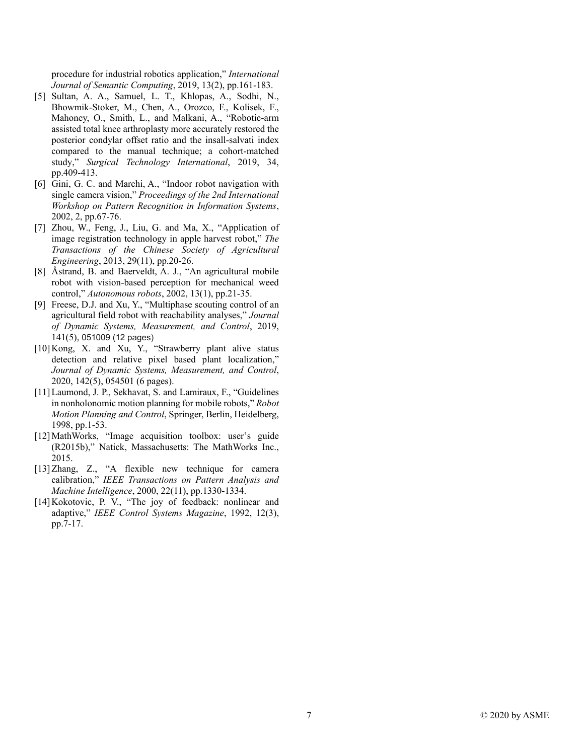procedure for industrial robotics application," *International Journal of Semantic Computing*, 2019, 13(2), pp.161-183.

[5] Sultan, A. A., Samuel, L. T., Khlopas, A., Sodhi, N., Bhowmik-Stoker, M., Chen, A., Orozco, F., Kolisek, F., Mahoney, O., Smith, L., and Malkani, A., "Robotic-arm assisted total knee arthroplasty more accurately restored the posterior condylar offset ratio and the insall-salvati index compared to the manual technique; a cohort-matched study," *Surgical Technology International*, 2019, 34, pp.409-413.

[6] Gini, G. C. and Marchi, A., "Indoor robot navigation with single camera vision," *Proceedings of the 2nd International Workshop on Pattern Recognition in Information Systems*, 2002, 2, pp.67-76.

[7] Zhou, W., Feng, J., Liu, G. and Ma, X., "Application of image registration technology in apple harvest robot," *The Transactions of the Chinese Society of Agricultural Engineering*, 2013, 29(11), pp.20-26.

[8] Åstrand, B. and Baerveldt, A. J., "An agricultural mobile robot with vision-based perception for mechanical weed control," *Autonomous robots*, 2002, 13(1), pp.21-35.

[9] Freese, D.J. and Xu, Y., "Multiphase scouting control of an agricultural field robot with reachability analyses," *Journal of Dynamic Systems, Measurement, and Control*, 2019, 141(5), 051009 (12 pages)

[10] Kong, X. and Xu, Y., "Strawberry plant alive status detection and relative pixel based plant localization," *Journal of Dynamic Systems, Measurement, and Control*, 2020, 142(5), 054501 (6 pages).

[11] Laumond, J. P., Sekhavat, S. and Lamiraux, F., "Guidelines in nonholonomic motion planning for mobile robots," *Robot Motion Planning and Control*, Springer, Berlin, Heidelberg, 1998, pp.1-53.

[12] MathWorks, "Image acquisition toolbox: user's guide (R2015b)," Natick, Massachusetts: The MathWorks Inc., 2015.

[13] Zhang, Z., "A flexible new technique for camera calibration," *IEEE Transactions on Pattern Analysis and Machine Intelligence*, 2000, 22(11), pp.1330-1334.

[14] Kokotovic, P. V., "The joy of feedback: nonlinear and adaptive," *IEEE Control Systems Magazine*, 1992, 12(3), pp.7-17.